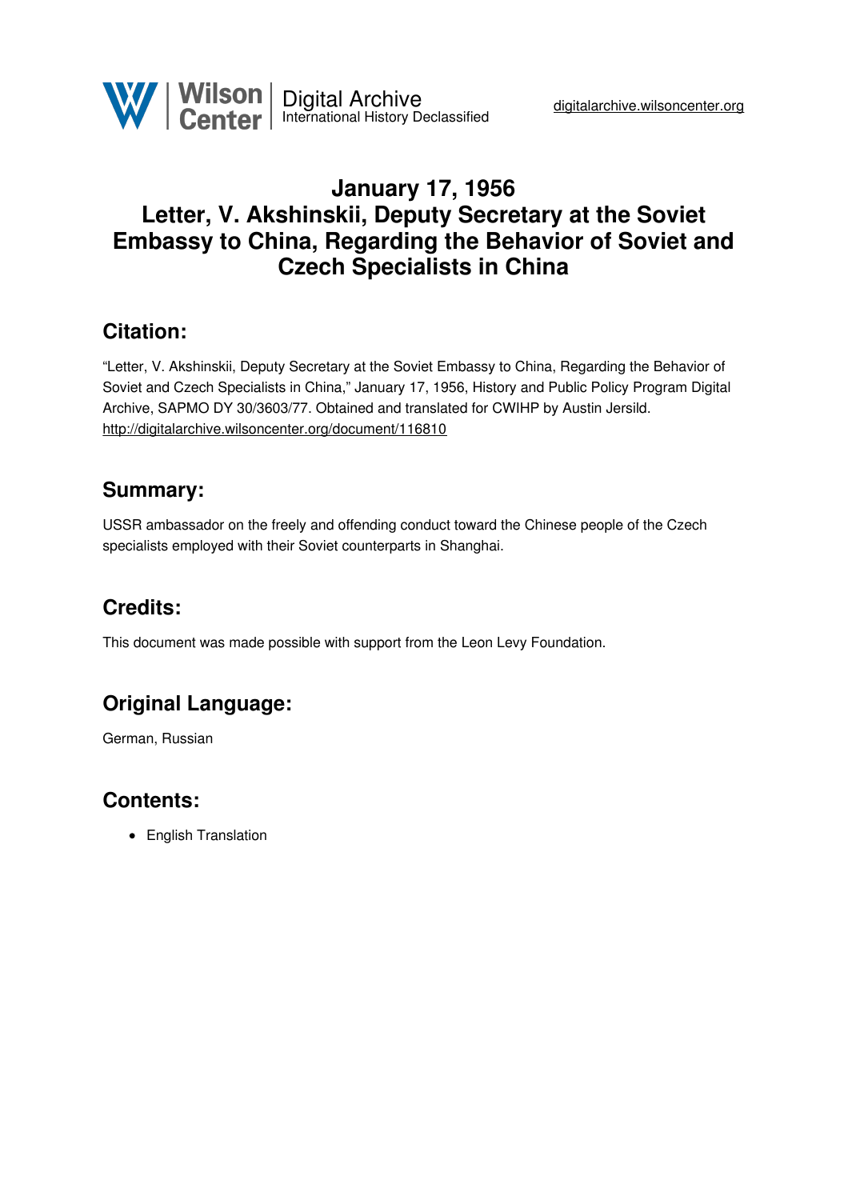# January 17, 1956
# Letter, V. Akshinskii, Deputy Secretary at the Soviet Embassy to China, Regarding the Behavior of Soviet and Czech Specialists in China

## Citation:

"Letter, V. Akshinskii, Deputy Secretary at the Soviet Embassy to China, Regarding the Behavior of Soviet and Czech Specialists in China," January 17, 1956, History and Public Policy Program Digital Archive, SAPMO DY 30/3603/77. Obtained and translated for CWIHP by Austin Jersild.
http://digitalarchive.wilsoncenter.org/document/116810

## Summary:

USSR ambassador on the freely and offending conduct toward the Chinese people of the Czech specialists employed with their Soviet counterparts in Shanghai.

## Credits:

This document was made possible with support from the Leon Levy Foundation.

## Original Language:

German, Russian

## Contents:

- English Translation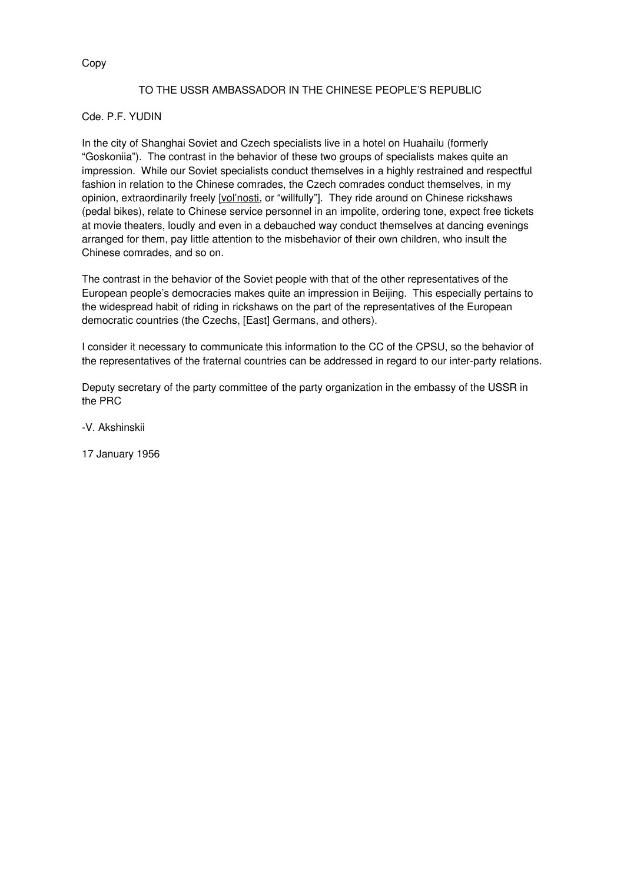Copy

TO THE USSR AMBASSADOR IN THE CHINESE PEOPLE'S REPUBLIC

Cde. P.F. YUDIN

In the city of Shanghai Soviet and Czech specialists live in a hotel on Huahailu (formerly "Goskoniia"). The contrast in the behavior of these two groups of specialists makes quite an impression. While our Soviet specialists conduct themselves in a highly restrained and respectful fashion in relation to the Chinese comrades, the Czech comrades conduct themselves, in my opinion, extraordinarily freely [vol'nosti, or "willfully"]. They ride around on Chinese rickshaws (pedal bikes), relate to Chinese service personnel in an impolite, ordering tone, expect free tickets at movie theaters, loudly and even in a debauched way conduct themselves at dancing evenings arranged for them, pay little attention to the misbehavior of their own children, who insult the Chinese comrades, and so on.

The contrast in the behavior of the Soviet people with that of the other representatives of the European people's democracies makes quite an impression in Beijing. This especially pertains to the widespread habit of riding in rickshaws on the part of the representatives of the European democratic countries (the Czechs, [East] Germans, and others).

I consider it necessary to communicate this information to the CC of the CPSU, so the behavior of the representatives of the fraternal countries can be addressed in regard to our inter-party relations.

Deputy secretary of the party committee of the party organization in the embassy of the USSR in the PRC

-V. Akshinskii

17 January 1956